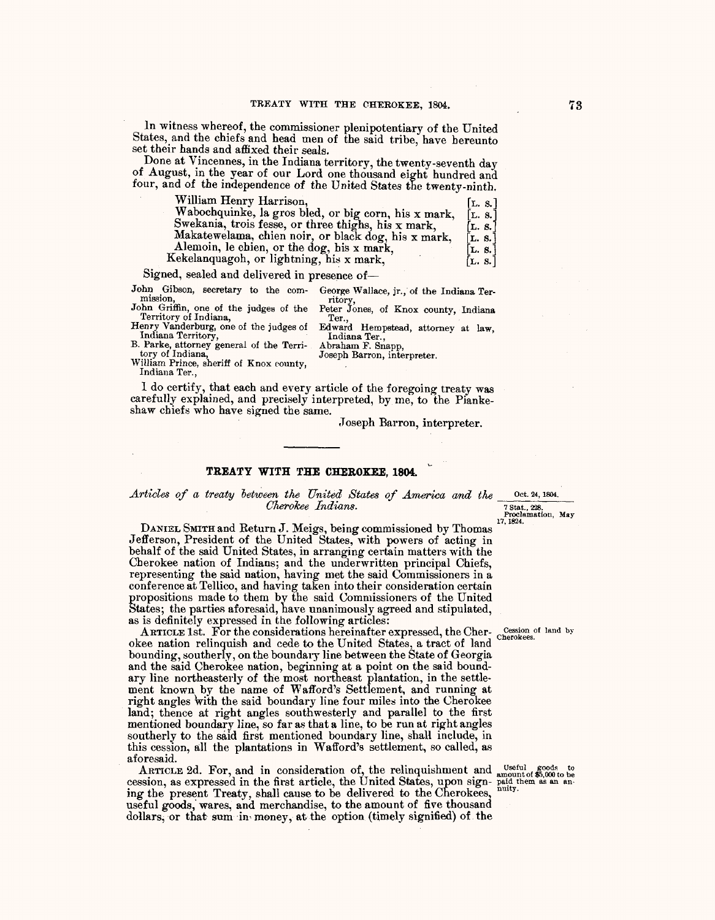In witness whereof, the commissioner plenipotentiary of the United States, and the chiefs and head men of the said tribe, have hereunto set their hands and affixed their seals.

Done at Vincennes, in the Indiana territory, the twenty-seventh day of August, in the year of our Lord one thousand eight hundred and four, and of the independence of the United States the twenty-ninth.

William Henry Harrison, [L. S.]
Wabochquinke, la gros bled, or big corn, his x mark, [L. S.]
Swekania, trois fesse, or three thighs, his x mark, [L. S.]
Makatewelama, chien noir, or black dog, his x mark, [L. S.]
Alemoin, le chien, or the dog, his x mark, [L. S.]
Kekelanquagoh, or lightning, his x mark, [L. S.]

Signed, sealed and delivered in presence of—

John Gibson, secretary to the commission,
John Griffin, one of the judges of the Territory of Indiana,
Henry Vanderburg, one of the judges of Indiana Territory,
B. Parke, attorney general of the Territory of Indiana,
William Prince, sheriff of Knox county, Indiana Ter.,
George Wallace, jr., of the Indiana Territory,
Peter Jones, of Knox county, Indiana Ter.,
Edward Hempstead, attorney at law, Indiana Ter.,
Abraham F. Snapp,
Joseph Barron, interpreter.

I do certify, that each and every article of the foregoing treaty was carefully explained, and precisely interpreted, by me, to the Piankeshaw chiefs who have signed the same.

Joseph Barron, interpreter.

---

## TREATY WITH THE CHEROKEE, 1804.

*Articles of a treaty between the United States of America and the Cherokee Indians.*

Oct. 24, 1804.

7 Stat., 228.
Proclamation, May 17, 1824.

DANIEL SMITH and Return J. Meigs, being commissioned by Thomas Jefferson, President of the United States, with powers of acting in behalf of the said United States, in arranging certain matters with the Cherokee nation of Indians; and the underwritten principal Chiefs, representing the said nation, having met the said Commissioners in a conference at Tellico, and having taken into their consideration certain propositions made to them by the said Commissioners of the United States; the parties aforesaid, have unanimously agreed and stipulated, as is definitely expressed in the following articles:

Cession of land by Cherokees.

ARTICLE 1st. For the considerations hereinafter expressed, the Cherokee nation relinquish and cede to the United States, a tract of land bounding, southerly, on the boundary line between the State of Georgia and the said Cherokee nation, beginning at a point on the said boundary line northeasterly of the most northeast plantation, in the settlement known by the name of Wafford's Settlement, and running at right angles with the said boundary line four miles into the Cherokee land; thence at right angles southwesterly and parallel to the first mentioned boundary line, so far as that a line, to be run at right angles southerly to the said first mentioned boundary line, shall include, in this cession, all the plantations in Wafford's settlement, so called, as aforesaid.

Useful goods to amount of $5,000 to be paid them as an annuity.

ARTICLE 2d. For, and in consideration of, the relinquishment and cession, as expressed in the first article, the United States, upon signing the present Treaty, shall cause to be delivered to the Cherokees, useful goods, wares, and merchandise, to the amount of five thousand dollars, or that sum in money, at the option (timely signified) of the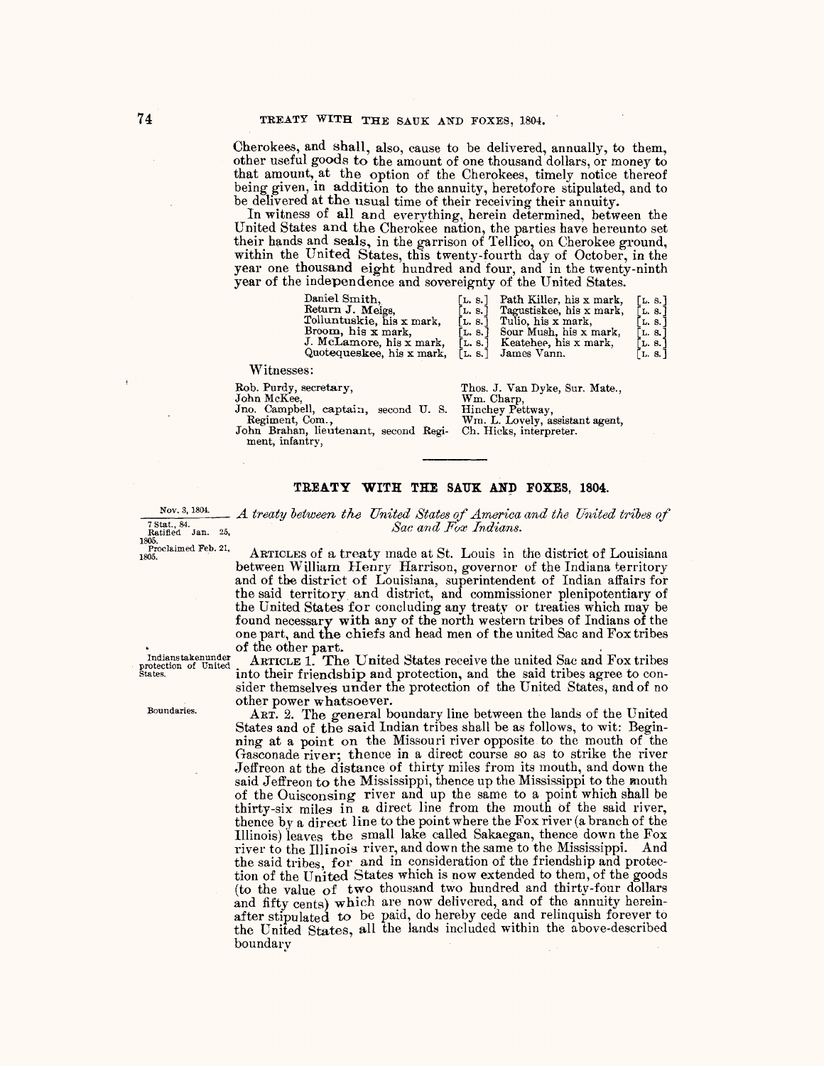Cherokees, and shall, also, cause to be delivered, annually, to them, other useful goods to the amount of one thousand dollars, or money to that amount, at the option of the Cherokees, timely notice thereof being given, in addition to the annuity, heretofore stipulated, and to be delivered at the usual time of their receiving their annuity.

In witness of all and everything, herein determined, between the United States and the Cherokee nation, the parties have hereunto set their hands and seals, in the garrison of Tellico, on Cherokee ground, within the United States, this twenty-fourth day of October, in the year one thousand eight hundred and four, and in the twenty-ninth year of the independence and sovereignty of the United States.

| | | | |
|---|---|---|---|
| Daniel Smith, | [L. S.] | Path Killer, his x mark, | [L. S.] |
| Return J. Meigs, | [L. S.] | Tagustiskee, his x mark, | [L. S.] |
| Tolluntuskie, his x mark, | [L. S.] | Tulio, his x mark, | [L. S.] |
| Broom, his x mark, | [L. S.] | Sour Mush, his x mark, | [L. S.] |
| J. McLamore, his x mark, | [L. S.] | Keatehee, his x mark, | [L. S.] |
| Quotequeskee, his x mark, | [L. S.] | James Vann. | [L. S.] |

Witnesses:

Rob. Purdy, secretary,
John McKee,
Jno. Campbell, captain, second U. S. Regiment, Com.,
John Brahan, lieutenant, second Regiment, infantry,
Thos. J. Van Dyke, Sur. Mate.,
Wm. Charp,
Hinchey Pettway,
Wm. L. Lovely, assistant agent,
Ch. Hicks, interpreter.

## TREATY WITH THE SAUK AND FOXES, 1804.

Nov. 3, 1804.
7 Stat., 84.
Ratified Jan. 25, 1805.
Proclaimed Feb. 21, 1805.

*A treaty between the United States of America and the United tribes of Sac and Fox Indians.*

ARTICLES of a treaty made at St. Louis in the district of Louisiana between William Henry Harrison, governor of the Indiana territory and of the district of Louisiana, superintendent of Indian affairs for the said territory and district, and commissioner plenipotentiary of the United States for concluding any treaty or treaties which may be found necessary with any of the north western tribes of Indians of the one part, and the chiefs and head men of the united Sac and Fox tribes of the other part.

Indians taken under protection of United States.

ARTICLE 1. The United States receive the united Sac and Fox tribes into their friendship and protection, and the said tribes agree to consider themselves under the protection of the United States, and of no other power whatsoever.

Boundaries.

ART. 2. The general boundary line between the lands of the United States and of the said Indian tribes shall be as follows, to wit: Beginning at a point on the Missouri river opposite to the mouth of the Gasconade river; thence in a direct course so as to strike the river Jeffreon at the distance of thirty miles from its mouth, and down the said Jeffreon to the Mississippi, thence up the Mississippi to the mouth of the Ouisconsing river and up the same to a point which shall be thirty-six miles in a direct line from the mouth of the said river, thence by a direct line to the point where the Fox river (a branch of the Illinois) leaves the small lake called Sakaegan, thence down the Fox river to the Illinois river, and down the same to the Mississippi. And the said tribes, for and in consideration of the friendship and protection of the United States which is now extended to them, of the goods (to the value of two thousand two hundred and thirty-four dollars and fifty cents) which are now delivered, and of the annuity hereinafter stipulated to be paid, do hereby cede and relinquish forever to the United States, all the lands included within the above-described boundary